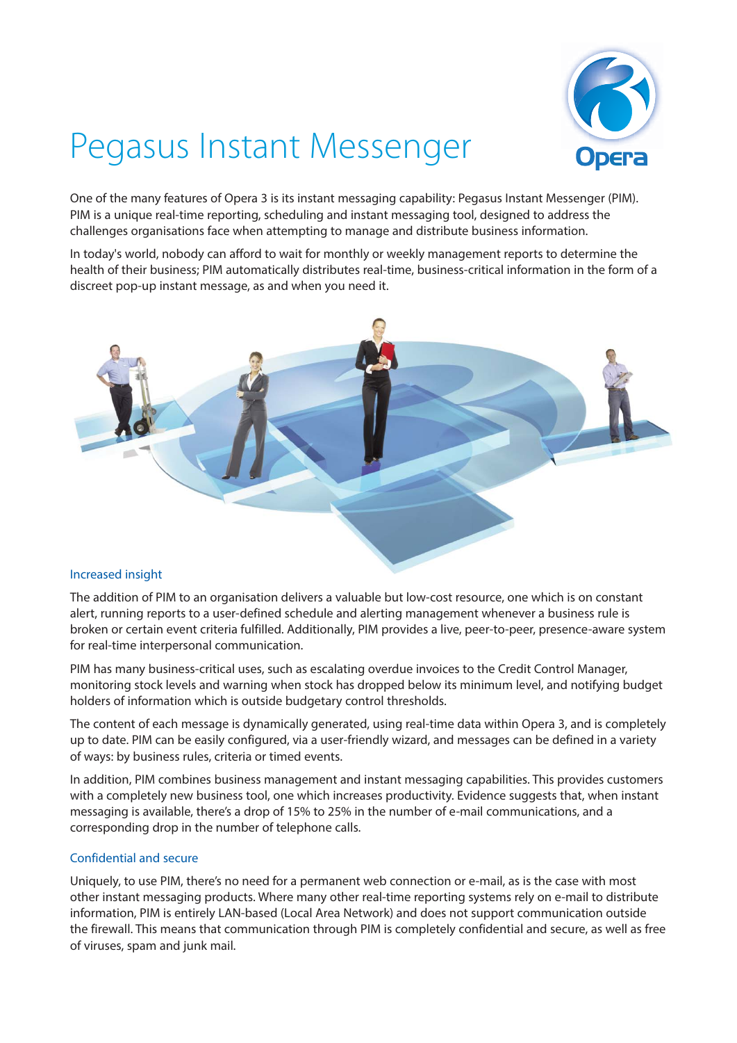# Pegasus Instant Messenger

One of the many features of Opera 3 is its instant messaging capability: Pegasus Instant Messenger (PIM). PIM is a unique real-time reporting, scheduling and instant messaging tool, designed to address the challenges organisations face when attempting to manage and distribute business information.

In today's world, nobody can afford to wait for monthly or weekly management reports to determine the health of their business; PIM automatically distributes real-time, business-critical information in the form of a discreet pop-up instant message, as and when you need it.

## Increased insight

The addition of PIM to an organisation delivers a valuable but low-cost resource, one which is on constant alert, running reports to a user-defined schedule and alerting management whenever a business rule is broken or certain event criteria fulfilled. Additionally, PIM provides a live, peer-to-peer, presence-aware system for real-time interpersonal communication.

PIM has many business-critical uses, such as escalating overdue invoices to the Credit Control Manager, monitoring stock levels and warning when stock has dropped below its minimum level, and notifying budget holders of information which is outside budgetary control thresholds.

The content of each message is dynamically generated, using real-time data within Opera 3, and is completely up to date. PIM can be easily configured, via a user-friendly wizard, and messages can be defined in a variety of ways: by business rules, criteria or timed events.

In addition, PIM combines business management and instant messaging capabilities. This provides customers with a completely new business tool, one which increases productivity. Evidence suggests that, when instant messaging is available, there's a drop of 15% to 25% in the number of e-mail communications, and a corresponding drop in the number of telephone calls.

## Confidential and secure

Uniquely, to use PIM, there's no need for a permanent web connection or e-mail, as is the case with most other instant messaging products. Where many other real-time reporting systems rely on e-mail to distribute information, PIM is entirely LAN-based (Local Area Network) and does not support communication outside the firewall. This means that communication through PIM is completely confidential and secure, as well as free of viruses, spam and junk mail.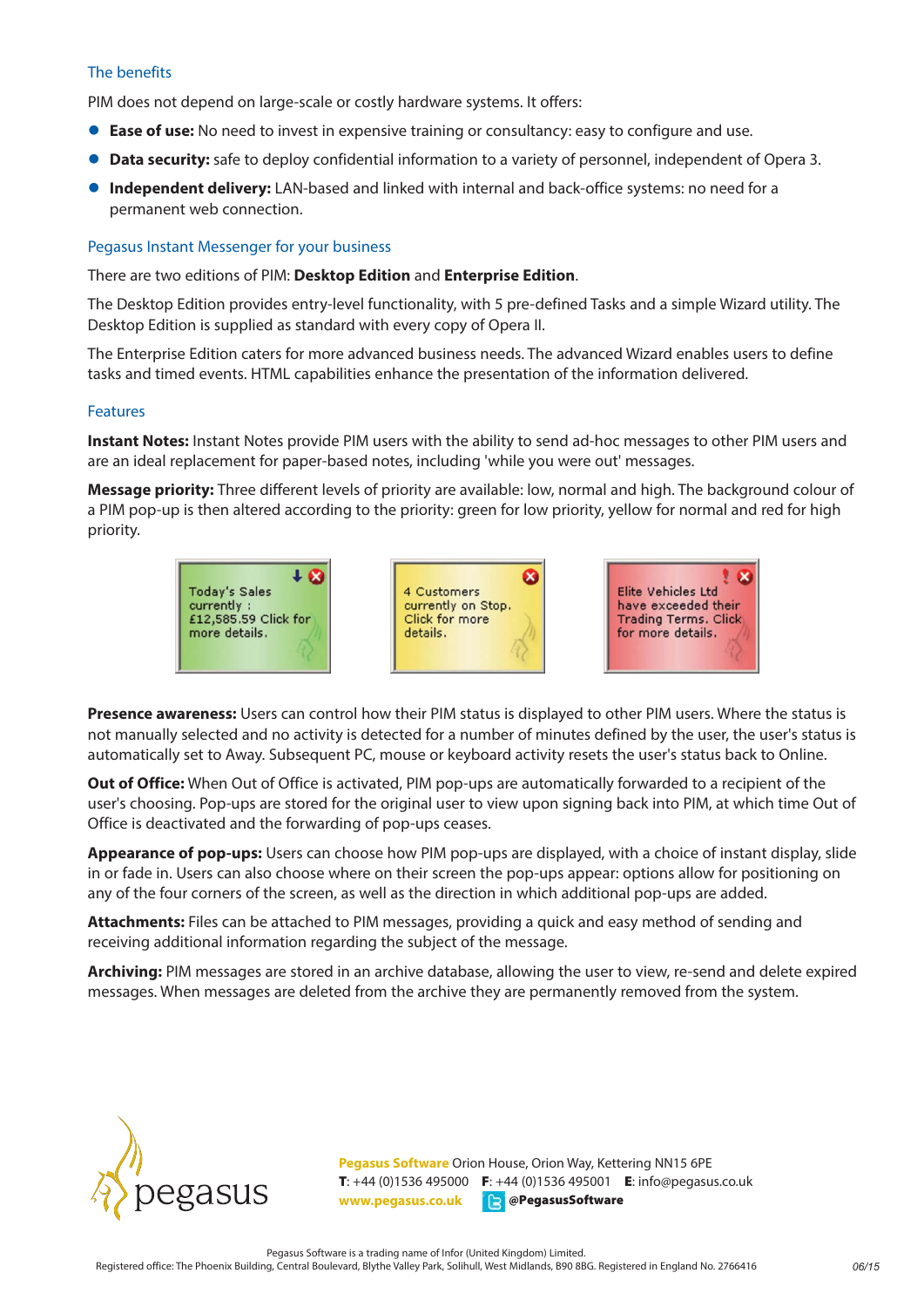## The benefits

PIM does not depend on large-scale or costly hardware systems. It offers:

- **Ease of use:** No need to invest in expensive training or consultancy: easy to configure and use.
- **Data security:** safe to deploy confidential information to a variety of personnel, independent of Opera 3.
- **Independent delivery:** LAN-based and linked with internal and back-office systems: no need for a permanent web connection.

## Pegasus Instant Messenger for your business

There are two editions of PIM: **Desktop Edition** and **Enterprise Edition**.

The Desktop Edition provides entry-level functionality, with 5 pre-defined Tasks and a simple Wizard utility. The Desktop Edition is supplied as standard with every copy of Opera II.

The Enterprise Edition caters for more advanced business needs. The advanced Wizard enables users to define tasks and timed events. HTML capabilities enhance the presentation of the information delivered.

## Features

**Instant Notes:** Instant Notes provide PIM users with the ability to send ad-hoc messages to other PIM users and are an ideal replacement for paper-based notes, including 'while you were out' messages.

**Message priority:** Three different levels of priority are available: low, normal and high. The background colour of a PIM pop-up is then altered according to the priority: green for low priority, yellow for normal and red for high priority.

Today's Sales currently : £12,585.59 Click for more details.

4 Customers currently on Stop. Click for more details.

Elite Vehicles Ltd have exceeded their Trading Terms. Click for more details.

**Presence awareness:** Users can control how their PIM status is displayed to other PIM users. Where the status is not manually selected and no activity is detected for a number of minutes defined by the user, the user's status is automatically set to Away. Subsequent PC, mouse or keyboard activity resets the user's status back to Online.

**Out of Office:** When Out of Office is activated, PIM pop-ups are automatically forwarded to a recipient of the user's choosing. Pop-ups are stored for the original user to view upon signing back into PIM, at which time Out of Office is deactivated and the forwarding of pop-ups ceases.

**Appearance of pop-ups:** Users can choose how PIM pop-ups are displayed, with a choice of instant display, slide in or fade in. Users can also choose where on their screen the pop-ups appear: options allow for positioning on any of the four corners of the screen, as well as the direction in which additional pop-ups are added.

**Attachments:** Files can be attached to PIM messages, providing a quick and easy method of sending and receiving additional information regarding the subject of the message.

**Archiving:** PIM messages are stored in an archive database, allowing the user to view, re-send and delete expired messages. When messages are deleted from the archive they are permanently removed from the system.

pegasus

**Pegasus Software** Orion House, Orion Way, Kettering NN15 6PE
**T**: +44 (0)1536 495000 **F**: +44 (0)1536 495001 **E**: info@pegasus.co.uk
**www.pegasus.co.uk** **@PegasusSoftware**

Pegasus Software is a trading name of Infor (United Kingdom) Limited.
Registered office: The Phoenix Building, Central Boulevard, Blythe Valley Park, Solihull, West Midlands, B90 8BG. Registered in England No. 2766416

06/15